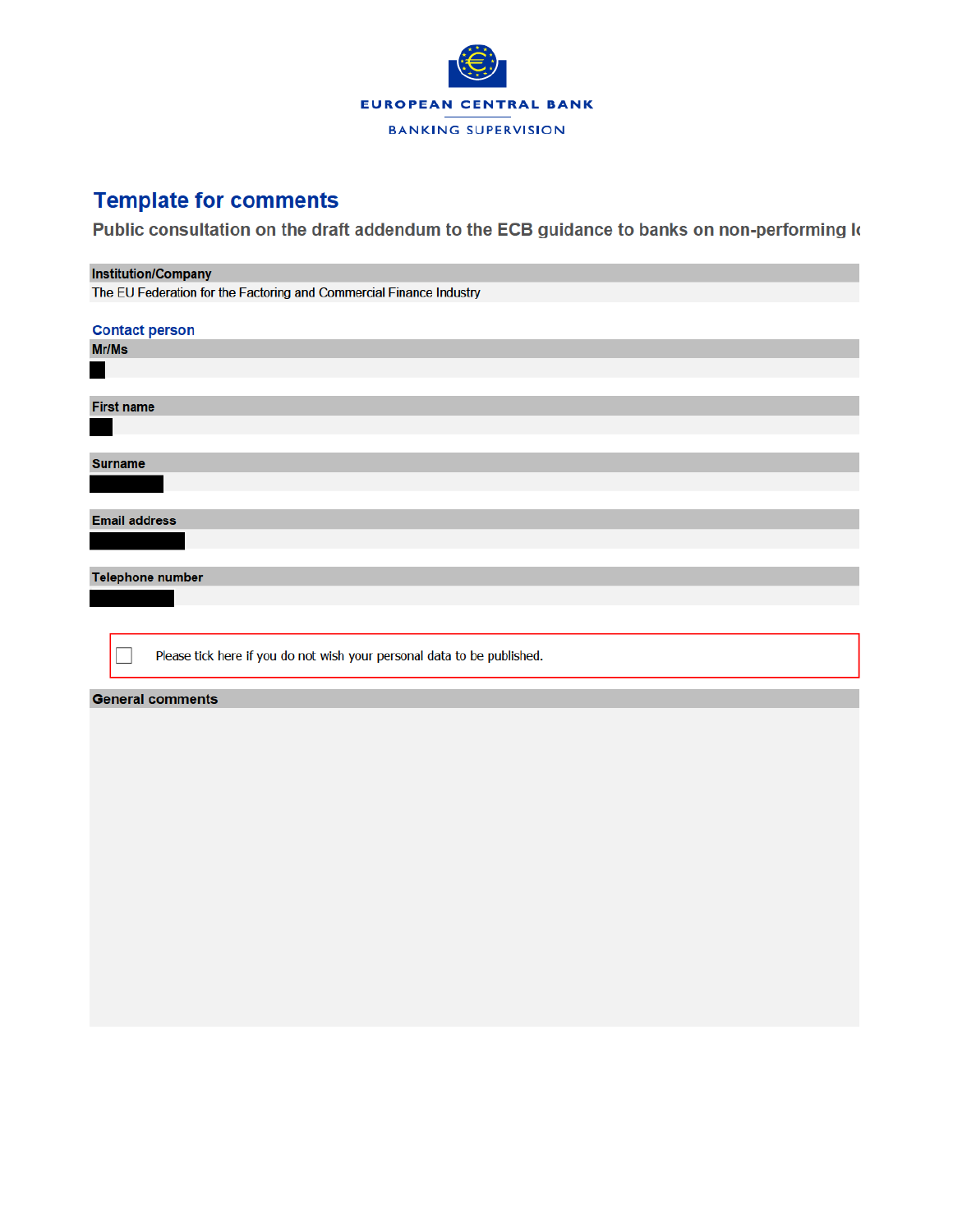EUROPEAN CENTRAL BANK

BANKING SUPERVISION

# Template for comments

## Public consultation on the draft addendum to the ECB guidance to banks on non-performing lo

**Institution/Company**

The EU Federation for the Factoring and Commercial Finance Industry

### Contact person

**Mr/Ms**

**First name**

**Surname**

**Email address**

**Telephone number**

☐ Please tick here if you do not wish your personal data to be published.

**General comments**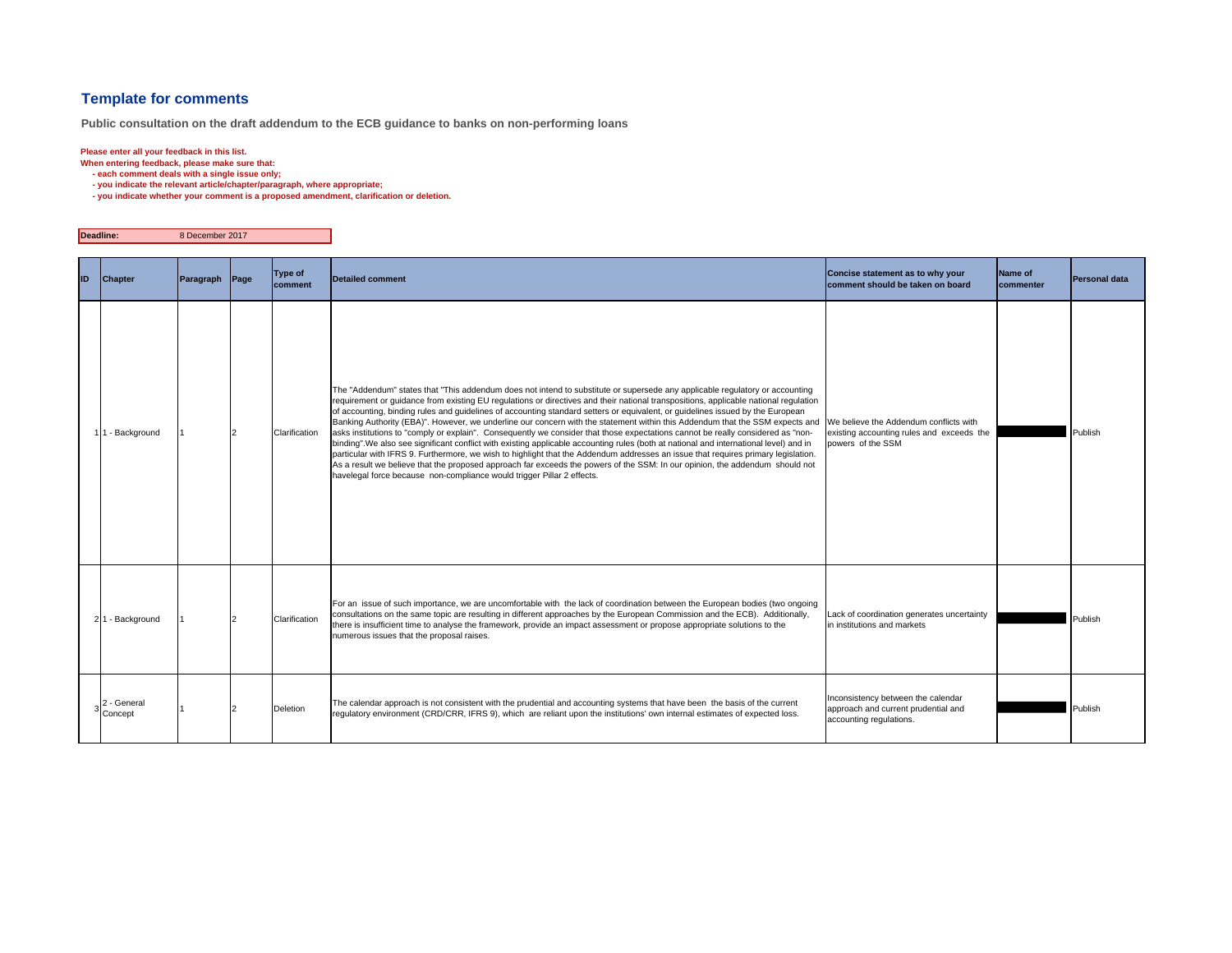## Template for comments

**Public consultation on the draft addendum to the ECB guidance to banks on non-performing loans**

**Please enter all your feedback in this list.**
**When entering feedback, please make sure that:**
- **each comment deals with a single issue only;**
- **you indicate the relevant article/chapter/paragraph, where appropriate;**
- **you indicate whether your comment is a proposed amendment, clarification or deletion.**

| **Deadline:** | 8 December 2017 |
|---|---|

| ID | Chapter | Paragraph | Page | Type of comment | Detailed comment | Concise statement as to why your comment should be taken on board | Name of commenter | Personal data |
|---|---|---|---|---|---|---|---|---|
| 1 | 1 - Background | 1 | 2 | Clarification | The "Addendum" states that "This addendum does not intend to substitute or supersede any applicable regulatory or accounting requirement or guidance from existing EU regulations or directives and their national transpositions, applicable national regulation of accounting, binding rules and guidelines of accounting standard setters or equivalent, or guidelines issued by the European Banking Authority (EBA)". However, we underline our concern with the statement within this Addendum that the SSM expects and asks institutions to "comply or explain". Consequently we consider that those expectations cannot be really considered as "non-binding".We also see significant conflict with existing applicable accounting rules (both at national and international level) and in particular with IFRS 9. Furthermore, we wish to highlight that the Addendum addresses an issue that requires primary legislation. As a result we believe that the proposed approach far exceeds the powers of the SSM: In our opinion, the addendum should not havelegal force because non-compliance would trigger Pillar 2 effects. | We believe the Addendum conflicts with existing accounting rules and exceeds the powers of the SSM | | Publish |
| 2 | 1 - Background | 1 | 2 | Clarification | For an issue of such importance, we are uncomfortable with the lack of coordination between the European bodies (two ongoing consultations on the same topic are resulting in different approaches by the European Commission and the ECB). Additionally, there is insufficient time to analyse the framework, provide an impact assessment or propose appropriate solutions to the numerous issues that the proposal raises. | Lack of coordination generates uncertainty in institutions and markets | | Publish |
| 3 | 2 - General Concept | 1 | 2 | Deletion | The calendar approach is not consistent with the prudential and accounting systems that have been the basis of the current regulatory environment (CRD/CRR, IFRS 9), which are reliant upon the institutions' own internal estimates of expected loss. | Inconsistency between the calendar approach and current prudential and accounting regulations. | | Publish |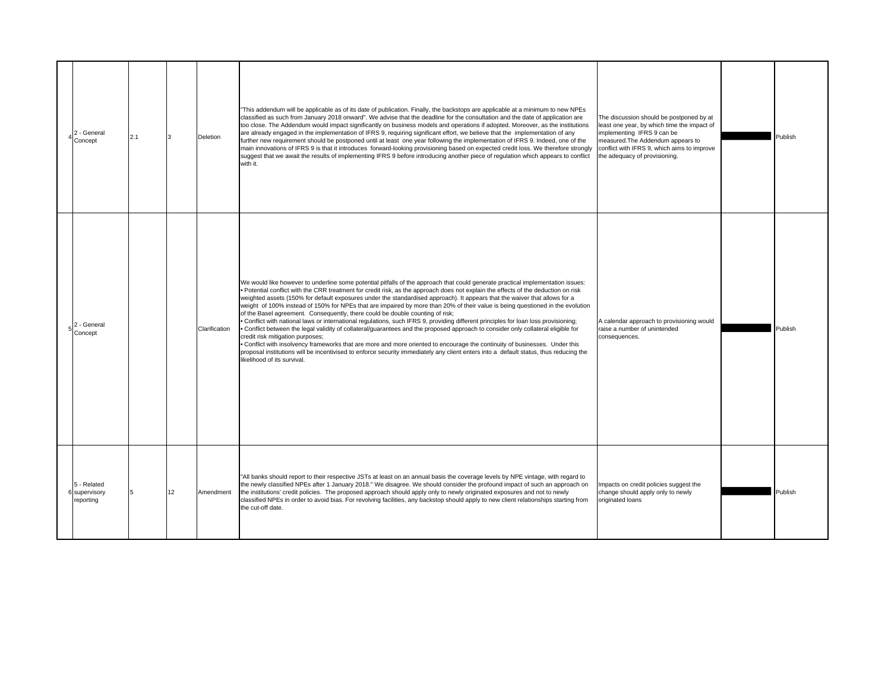| 4 | 2 - General Concept | 2.1 | 3 | Deletion | "This addendum will be applicable as of its date of publication. Finally, the backstops are applicable at a minimum to new NPEs classified as such from January 2018 onward". We advise that the deadline for the consultation and the date of application are too close. The Addendum would impact significantly on business models and operations if adopted. Moreover, as the institutions are already engaged in the implementation of IFRS 9, requiring significant effort, we believe that the implementation of any further new requirement should be postponed until at least one year following the implementation of IFRS 9. Indeed, one of the main innovations of IFRS 9 is that it introduces forward-looking provisioning based on expected credit loss. We therefore strongly suggest that we await the results of implementing IFRS 9 before introducing another piece of regulation which appears to conflict with it. | The discussion should be postponed by at least one year, by which time the impact of implementing IFRS 9 can be measured.The Addendum appears to conflict with IFRS 9, which aims to improve the adequacy of provisioning. | | Publish |
|---|---|---|---|---|---|---|---|---|
| 5 | 2 - General Concept | | | Clarification | We would like however to underline some potential pitfalls of the approach that could generate practical implementation issues:<br>• Potential conflict with the CRR treatment for credit risk, as the approach does not explain the effects of the deduction on risk weighted assets (150% for default exposures under the standardised approach). It appears that the waiver that allows for a weight of 100% instead of 150% for NPEs that are impaired by more than 20% of their value is being questioned in the evolution of the Basel agreement. Consequently, there could be double counting of risk;<br>• Conflict with national laws or international regulations, such IFRS 9, providing different principles for loan loss provisioning;<br>• Conflict between the legal validity of collateral/guarantees and the proposed approach to consider only collateral eligible for credit risk mitigation purposes;<br>• Conflict with insolvency frameworks that are more and more oriented to encourage the continuity of businesses. Under this proposal institutions will be incentivised to enforce security immediately any client enters into a default status, thus reducing the likelihood of its survival. | A calendar approach to provisioning would raise a number of unintended consequences. | | Publish |
| 6 | 5 - Related supervisory reporting | 5 | 12 | Amendment | "All banks should report to their respective JSTs at least on an annual basis the coverage levels by NPE vintage, with regard to the newly classified NPEs after 1 January 2018." We disagree. We should consider the profound impact of such an approach on the institutions' credit policies. The proposed approach should apply only to newly originated exposures and not to newly classified NPEs in order to avoid bias. For revolving facilities, any backstop should apply to new client relationships starting from the cut-off date. | Impacts on credit policies suggest the change should apply only to newly originated loans | | Publish |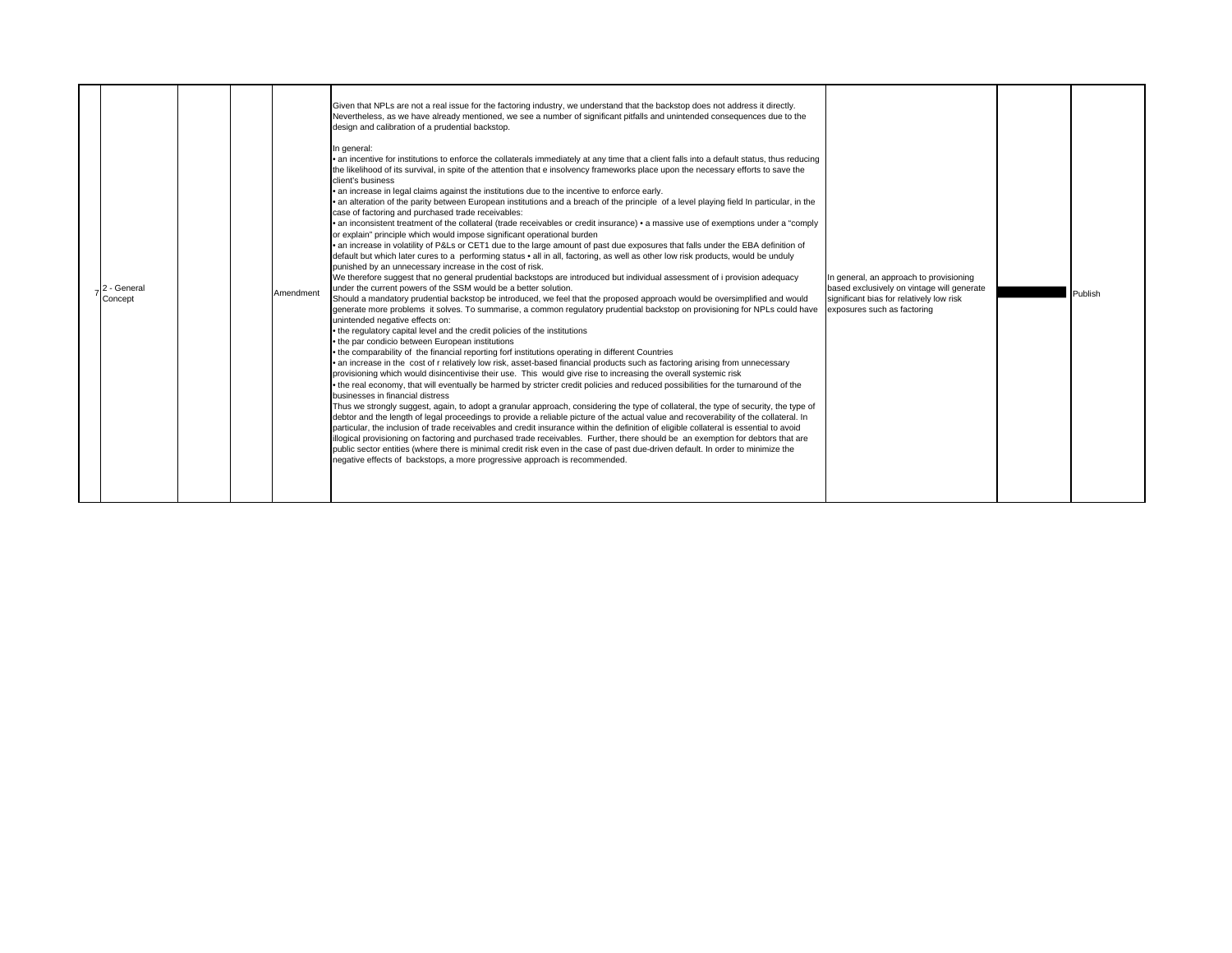| | | | | | | | | |
|---|---|---|---|---|---|---|---|---|
| 7 | 2 - General Concept | | | Amendment | Given that NPLs are not a real issue for the factoring industry, we understand that the backstop does not address it directly. Nevertheless, as we have already mentioned, we see a number of significant pitfalls and unintended consequences due to the design and calibration of a prudential backstop.<br><br>In general:<br>• an incentive for institutions to enforce the collaterals immediately at any time that a client falls into a default status, thus reducing the likelihood of its survival, in spite of the attention that e insolvency frameworks place upon the necessary efforts to save the client's business<br>• an increase in legal claims against the institutions due to the incentive to enforce early.<br>• an alteration of the parity between European institutions and a breach of the principle of a level playing field In particular, in the case of factoring and purchased trade receivables:<br>• an inconsistent treatment of the collateral (trade receivables or credit insurance) • a massive use of exemptions under a "comply or explain" principle which would impose significant operational burden<br>• an increase in volatility of P&Ls or CET1 due to the large amount of past due exposures that falls under the EBA definition of default but which later cures to a performing status • all in all, factoring, as well as other low risk products, would be unduly punished by an unnecessary increase in the cost of risk.<br>We therefore suggest that no general prudential backstops are introduced but individual assessment of i provision adequacy under the current powers of the SSM would be a better solution.<br>Should a mandatory prudential backstop be introduced, we feel that the proposed approach would be oversimplified and would generate more problems it solves. To summarise, a common regulatory prudential backstop on provisioning for NPLs could have unintended negative effects on:<br>• the regulatory capital level and the credit policies of the institutions<br>• the par condicio between European institutions<br>• the comparability of the financial reporting forf institutions operating in different Countries<br>• an increase in the cost of r relatively low risk, asset-based financial products such as factoring arising from unnecessary provisioning which would disincentivise their use. This would give rise to increasing the overall systemic risk<br>• the real economy, that will eventually be harmed by stricter credit policies and reduced possibilities for the turnaround of the businesses in financial distress<br>Thus we strongly suggest, again, to adopt a granular approach, considering the type of collateral, the type of security, the type of debtor and the length of legal proceedings to provide a reliable picture of the actual value and recoverability of the collateral. In particular, the inclusion of trade receivables and credit insurance within the definition of eligible collateral is essential to avoid illogical provisioning on factoring and purchased trade receivables. Further, there should be an exemption for debtors that are public sector entities (where there is minimal credit risk even in the case of past due-driven default. In order to minimize the negative effects of backstops, a more progressive approach is recommended. | In general, an approach to provisioning based exclusively on vintage will generate significant bias for relatively low risk exposures such as factoring | | Publish |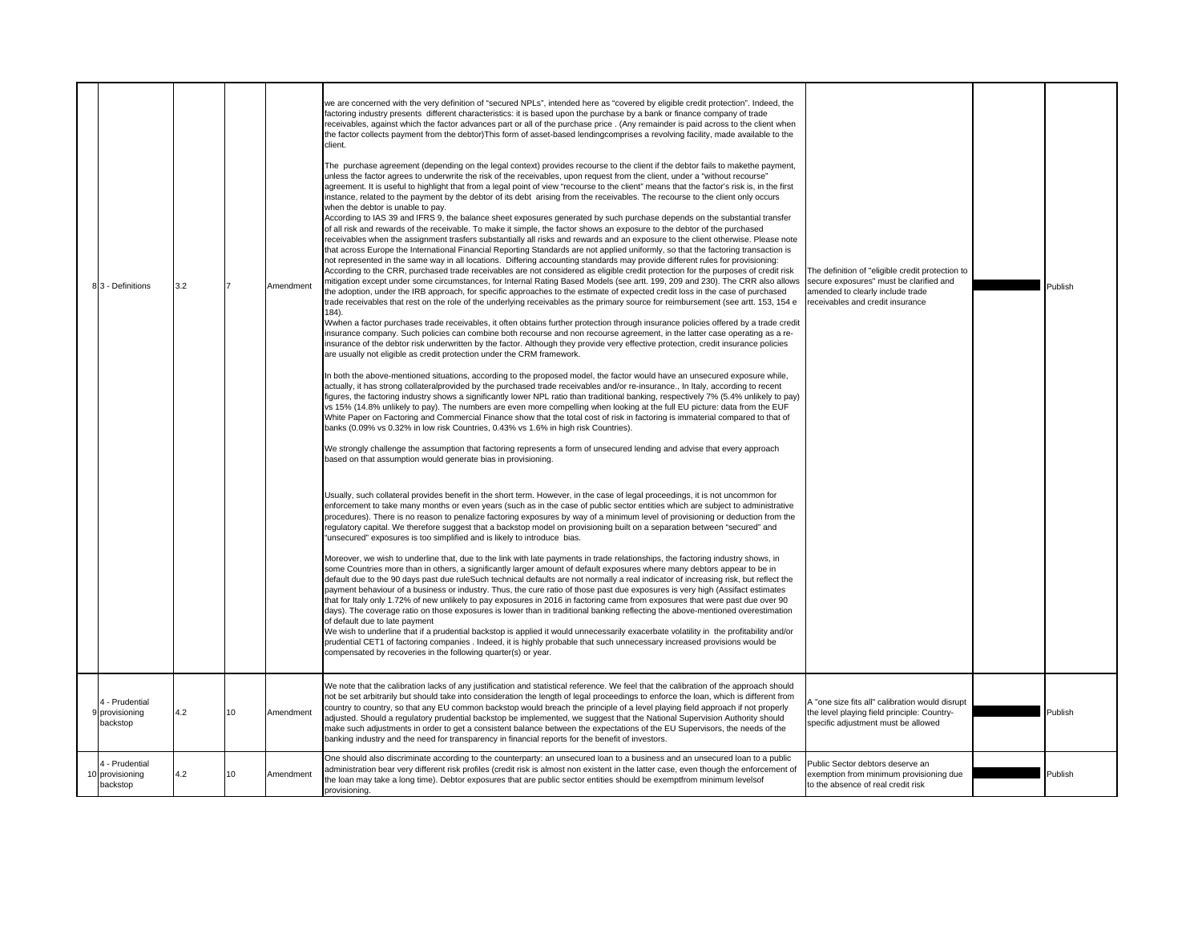| 8 | 3 - Definitions | 3.2 | 7 | Amendment | we are concerned with the very definition of "secured NPLs", intended here as "covered by eligible credit protection". Indeed, the factoring industry presents different characteristics: it is based upon the purchase by a bank or finance company of trade receivables, against which the factor advances part or all of the purchase price . (Any remainder is paid across to the client when the factor collects payment from the debtor)This form of asset-based lendingcomprises a revolving facility, made available to the client.<br><br>The purchase agreement (depending on the legal context) provides recourse to the client if the debtor fails to makethe payment, unless the factor agrees to underwrite the risk of the receivables, upon request from the client, under a "without recourse" agreement. It is useful to highlight that from a legal point of view "recourse to the client" means that the factor's risk is, in the first instance, related to the payment by the debtor of its debt arising from the receivables. The recourse to the client only occurs when the debtor is unable to pay.<br>According to IAS 39 and IFRS 9, the balance sheet exposures generated by such purchase depends on the substantial transfer of all risk and rewards of the receivable. To make it simple, the factor shows an exposure to the debtor of the purchased receivables when the assignment trasfers substantially all risks and rewards and an exposure to the client otherwise. Please note that across Europe the International Financial Reporting Standards are not applied uniformly, so that the factoring transaction is not represented in the same way in all locations. Differing accounting standards may provide different rules for provisioning:<br>According to the CRR, purchased trade receivables are not considered as eligible credit protection for the purposes of credit risk mitigation except under some circumstances, for Internal Rating Based Models (see artt. 199, 209 and 230). The CRR also allows the adoption, under the IRB approach, for specific approaches to the estimate of expected credit loss in the case of purchased trade receivables that rest on the role of the underlying receivables as the primary source for reimbursement (see artt. 153, 154 e 184).<br>Wwhen a factor purchases trade receivables, it often obtains further protection through insurance policies offered by a trade credit insurance company. Such policies can combine both recourse and non recourse agreement, in the latter case operating as a re-insurance of the debtor risk underwritten by the factor. Although they provide very effective protection, credit insurance policies are usually not eligible as credit protection under the CRM framework.<br><br>In both the above-mentioned situations, according to the proposed model, the factor would have an unsecured exposure while, actually, it has strong collateralprovided by the purchased trade receivables and/or re-insurance., In Italy, according to recent figures, the factoring industry shows a significantly lower NPL ratio than traditional banking, respectively 7% (5.4% unlikely to pay) vs 15% (14.8% unlikely to pay). The numbers are even more compelling when looking at the full EU picture: data from the EUF White Paper on Factoring and Commercial Finance show that the total cost of risk in factoring is immaterial compared to that of banks (0.09% vs 0.32% in low risk Countries, 0.43% vs 1.6% in high risk Countries).<br><br>We strongly challenge the assumption that factoring represents a form of unsecured lending and advise that every approach based on that assumption would generate bias in provisioning.<br><br>Usually, such collateral provides benefit in the short term. However, in the case of legal proceedings, it is not uncommon for enforcement to take many months or even years (such as in the case of public sector entities which are subject to administrative procedures). There is no reason to penalize factoring exposures by way of a minimum level of provisioning or deduction from the regulatory capital. We therefore suggest that a backstop model on provisioning built on a separation between "secured" and "unsecured" exposures is too simplified and is likely to introduce bias.<br><br>Moreover, we wish to underline that, due to the link with late payments in trade relationships, the factoring industry shows, in some Countries more than in others, a significantly larger amount of default exposures where many debtors appear to be in default due to the 90 days past due ruleSuch technical defaults are not normally a real indicator of increasing risk, but reflect the payment behaviour of a business or industry. Thus, the cure ratio of those past due exposures is very high (Assifact estimates that for Italy only 1.72% of new unlikely to pay exposures in 2016 in factoring came from exposures that were past due over 90 days). The coverage ratio on those exposures is lower than in traditional banking reflecting the above-mentioned overestimation of default due to late payment<br>We wish to underline that if a prudential backstop is applied it would unnecessarily exacerbate volatility in the profitability and/or prudential CET1 of factoring companies . Indeed, it is highly probable that such unnecessary increased provisions would be compensated by recoveries in the following quarter(s) or year. | The definition of "eligible credit protection to secure exposures" must be clarified and amended to clearly include trade receivables and credit insurance | | Publish |
|---|---|---|---|---|---|---|---|---|
| 9 | 4 - Prudential provisioning backstop | 4.2 | 10 | Amendment | We note that the calibration lacks of any justification and statistical reference. We feel that the calibration of the approach should not be set arbitrarily but should take into consideration the length of legal proceedings to enforce the loan, which is different from country to country, so that any EU common backstop would breach the principle of a level playing field approach if not properly adjusted. Should a regulatory prudential backstop be implemented, we suggest that the National Supervision Authority should make such adjustments in order to get a consistent balance between the expectations of the EU Supervisors, the needs of the banking industry and the need for transparency in financial reports for the benefit of investors. | A "one size fits all" calibration would disrupt the level playing field principle: Country-specific adjustment must be allowed | | Publish |
| 10 | 4 - Prudential provisioning backstop | 4.2 | 10 | Amendment | One should also discriminate according to the counterparty: an unsecured loan to a business and an unsecured loan to a public administration bear very different risk profiles (credit risk is almost non existent in the latter case, even though the enforcement of the loan may take a long time). Debtor exposures that are public sector entities should be exemptfrom minimum levelsof provisioning. | Public Sector debtors deserve an exemption from minimum provisioning due to the absence of real credit risk | | Publish |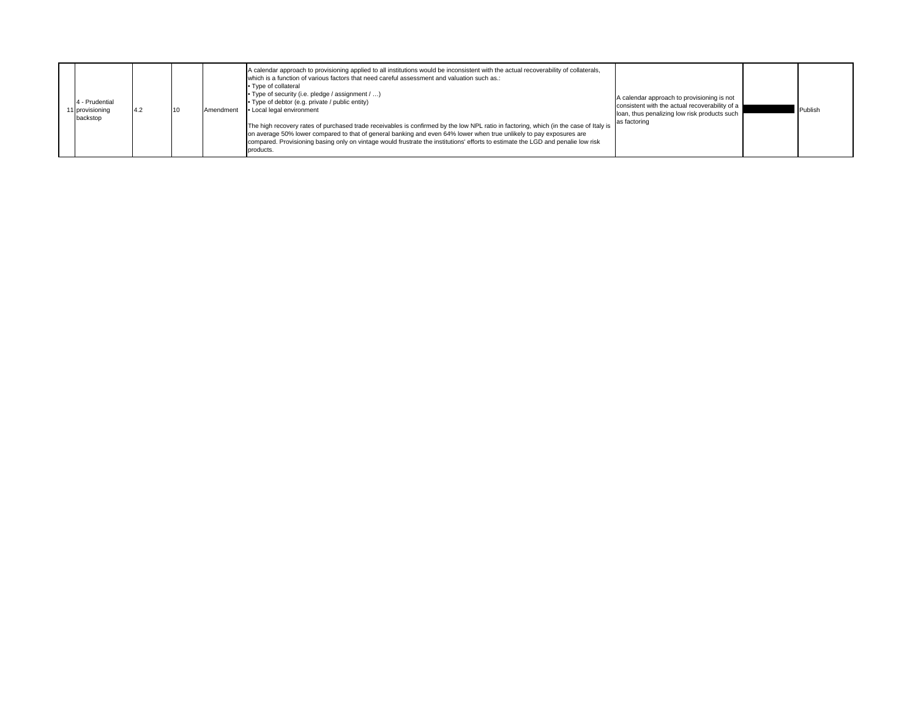| | | | | | | | | |
|---|---|---|---|---|---|---|---|---|
| 11 | 4 - Prudential provisioning backstop | 4.2 | 10 | Amendment | A calendar approach to provisioning applied to all institutions would be inconsistent with the actual recoverability of collaterals, which is a function of various factors that need careful assessment and valuation such as.:<br>• Type of collateral<br>• Type of security (i.e. pledge / assignment / …)<br>• Type of debtor (e.g. private / public entity)<br>• Local legal environment<br><br>The high recovery rates of purchased trade receivables is confirmed by the low NPL ratio in factoring, which (in the case of Italy is on average 50% lower compared to that of general banking and even 64% lower when true unlikely to pay exposures are compared. Provisioning basing only on vintage would frustrate the institutions' efforts to estimate the LGD and penalie low risk products. | A calendar approach to provisioning is not consistent with the actual recoverability of a loan, thus penalizing low risk products such as factoring | | Publish |